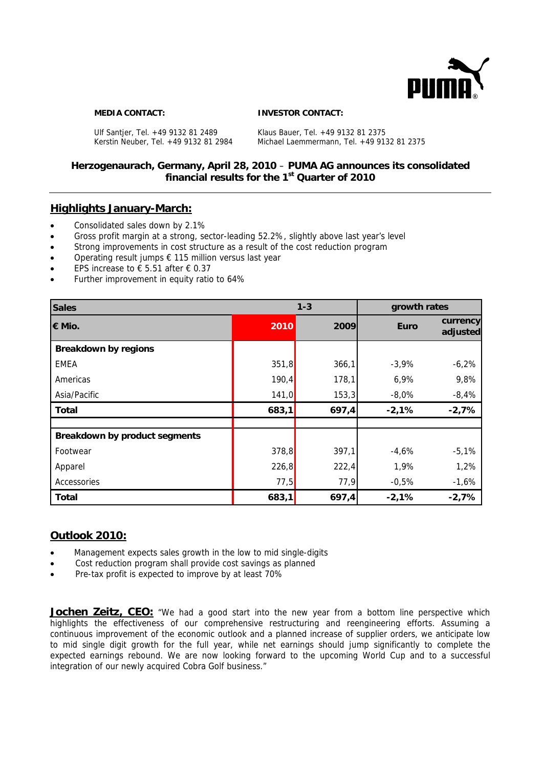**MEDIA CONTACT:**

Ulf Santjer, Tel. +49 9132 81 2489
Kerstin Neuber, Tel. +49 9132 81 2984

**INVESTOR CONTACT:**

Klaus Bauer, Tel. +49 9132 81 2375
Michael Laemmermann, Tel. +49 9132 81 2375

**Herzogenaurach, Germany, April 28, 2010 – PUMA AG announces its consolidated financial results for the 1st Quarter of 2010**

## Highlights January-March:

- Consolidated sales down by 2.1%
- Gross profit margin at a strong, sector-leading 52.2%, slightly above last year's level
- Strong improvements in cost structure as a result of the cost reduction program
- Operating result jumps € 115 million versus last year
- EPS increase to € 5.51 after € 0.37
- Further improvement in equity ratio to 64%

| Sales | 1-3 | | growth rates | |
|---|---|---|---|---|
| **€ Mio.** | **2010** | **2009** | **Euro** | **currency adjusted** |
| **Breakdown by regions** | | | | |
| EMEA | 351,8 | 366,1 | -3,9% | -6,2% |
| Americas | 190,4 | 178,1 | 6,9% | 9,8% |
| Asia/Pacific | 141,0 | 153,3 | -8,0% | -8,4% |
| **Total** | **683,1** | **697,4** | **-2,1%** | **-2,7%** |
| | | | | |
| **Breakdown by product segments** | | | | |
| Footwear | 378,8 | 397,1 | -4,6% | -5,1% |
| Apparel | 226,8 | 222,4 | 1,9% | 1,2% |
| Accessories | 77,5 | 77,9 | -0,5% | -1,6% |
| **Total** | **683,1** | **697,4** | **-2,1%** | **-2,7%** |

## Outlook 2010:

- Management expects sales growth in the low to mid single-digits
- Cost reduction program shall provide cost savings as planned
- Pre-tax profit is expected to improve by at least 70%

**Jochen Zeitz, CEO:** "We had a good start into the new year from a bottom line perspective which highlights the effectiveness of our comprehensive restructuring and reengineering efforts. Assuming a continuous improvement of the economic outlook and a planned increase of supplier orders, we anticipate low to mid single digit growth for the full year, while net earnings should jump significantly to complete the expected earnings rebound. We are now looking forward to the upcoming World Cup and to a successful integration of our newly acquired Cobra Golf business."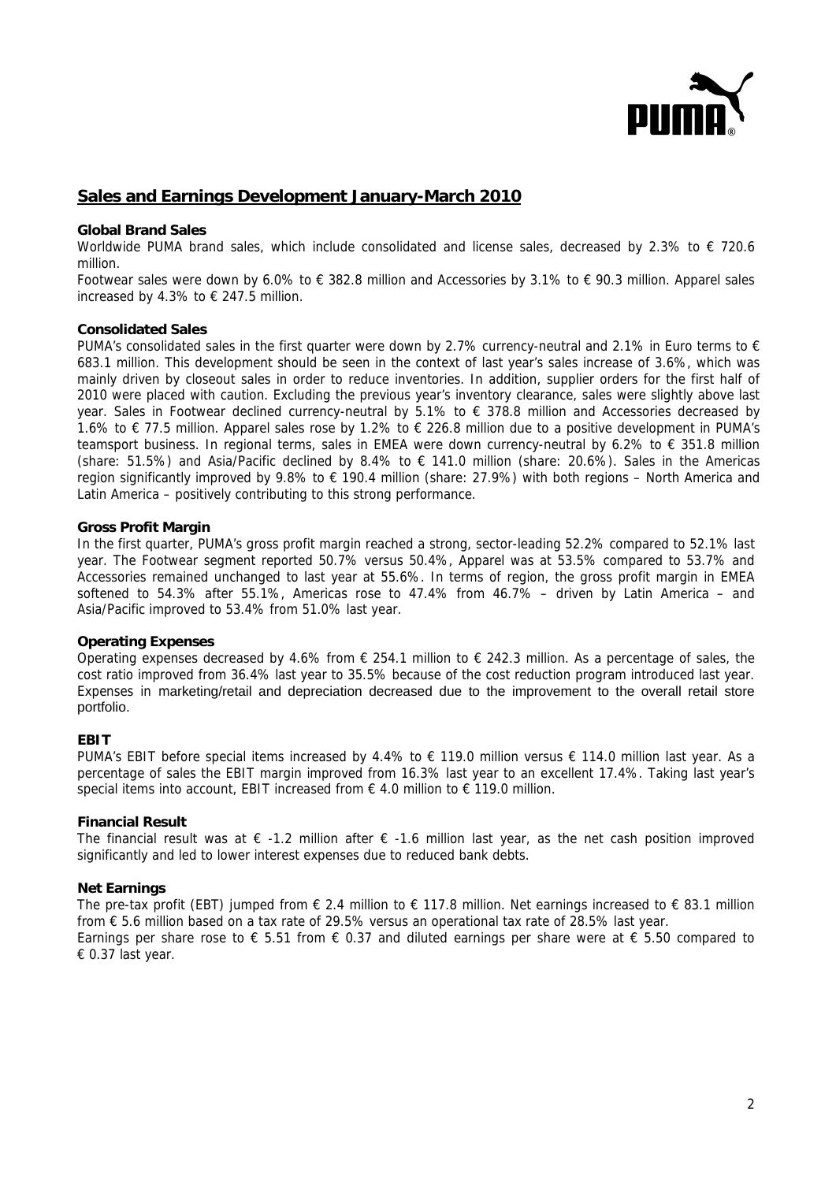## Sales and Earnings Development January-March 2010

### Global Brand Sales

Worldwide PUMA brand sales, which include consolidated and license sales, decreased by 2.3% to € 720.6 million.

Footwear sales were down by 6.0% to € 382.8 million and Accessories by 3.1% to € 90.3 million. Apparel sales increased by 4.3% to € 247.5 million.

### Consolidated Sales

PUMA's consolidated sales in the first quarter were down by 2.7% currency-neutral and 2.1% in Euro terms to € 683.1 million. This development should be seen in the context of last year's sales increase of 3.6%, which was mainly driven by closeout sales in order to reduce inventories. In addition, supplier orders for the first half of 2010 were placed with caution. Excluding the previous year's inventory clearance, sales were slightly above last year. Sales in Footwear declined currency-neutral by 5.1% to € 378.8 million and Accessories decreased by 1.6% to € 77.5 million. Apparel sales rose by 1.2% to € 226.8 million due to a positive development in PUMA's teamsport business. In regional terms, sales in EMEA were down currency-neutral by 6.2% to € 351.8 million (share: 51.5%) and Asia/Pacific declined by 8.4% to € 141.0 million (share: 20.6%). Sales in the Americas region significantly improved by 9.8% to € 190.4 million (share: 27.9%) with both regions – North America and Latin America – positively contributing to this strong performance.

### Gross Profit Margin

In the first quarter, PUMA's gross profit margin reached a strong, sector-leading 52.2% compared to 52.1% last year. The Footwear segment reported 50.7% versus 50.4%, Apparel was at 53.5% compared to 53.7% and Accessories remained unchanged to last year at 55.6%. In terms of region, the gross profit margin in EMEA softened to 54.3% after 55.1%, Americas rose to 47.4% from 46.7% – driven by Latin America – and Asia/Pacific improved to 53.4% from 51.0% last year.

### Operating Expenses

Operating expenses decreased by 4.6% from € 254.1 million to € 242.3 million. As a percentage of sales, the cost ratio improved from 36.4% last year to 35.5% because of the cost reduction program introduced last year. Expenses in marketing/retail and depreciation decreased due to the improvement to the overall retail store portfolio.

### EBIT

PUMA's EBIT before special items increased by 4.4% to € 119.0 million versus € 114.0 million last year. As a percentage of sales the EBIT margin improved from 16.3% last year to an excellent 17.4%. Taking last year's special items into account, EBIT increased from € 4.0 million to € 119.0 million.

### Financial Result

The financial result was at € -1.2 million after € -1.6 million last year, as the net cash position improved significantly and led to lower interest expenses due to reduced bank debts.

### Net Earnings

The pre-tax profit (EBT) jumped from € 2.4 million to € 117.8 million. Net earnings increased to € 83.1 million from € 5.6 million based on a tax rate of 29.5% versus an operational tax rate of 28.5% last year.

Earnings per share rose to € 5.51 from € 0.37 and diluted earnings per share were at € 5.50 compared to € 0.37 last year.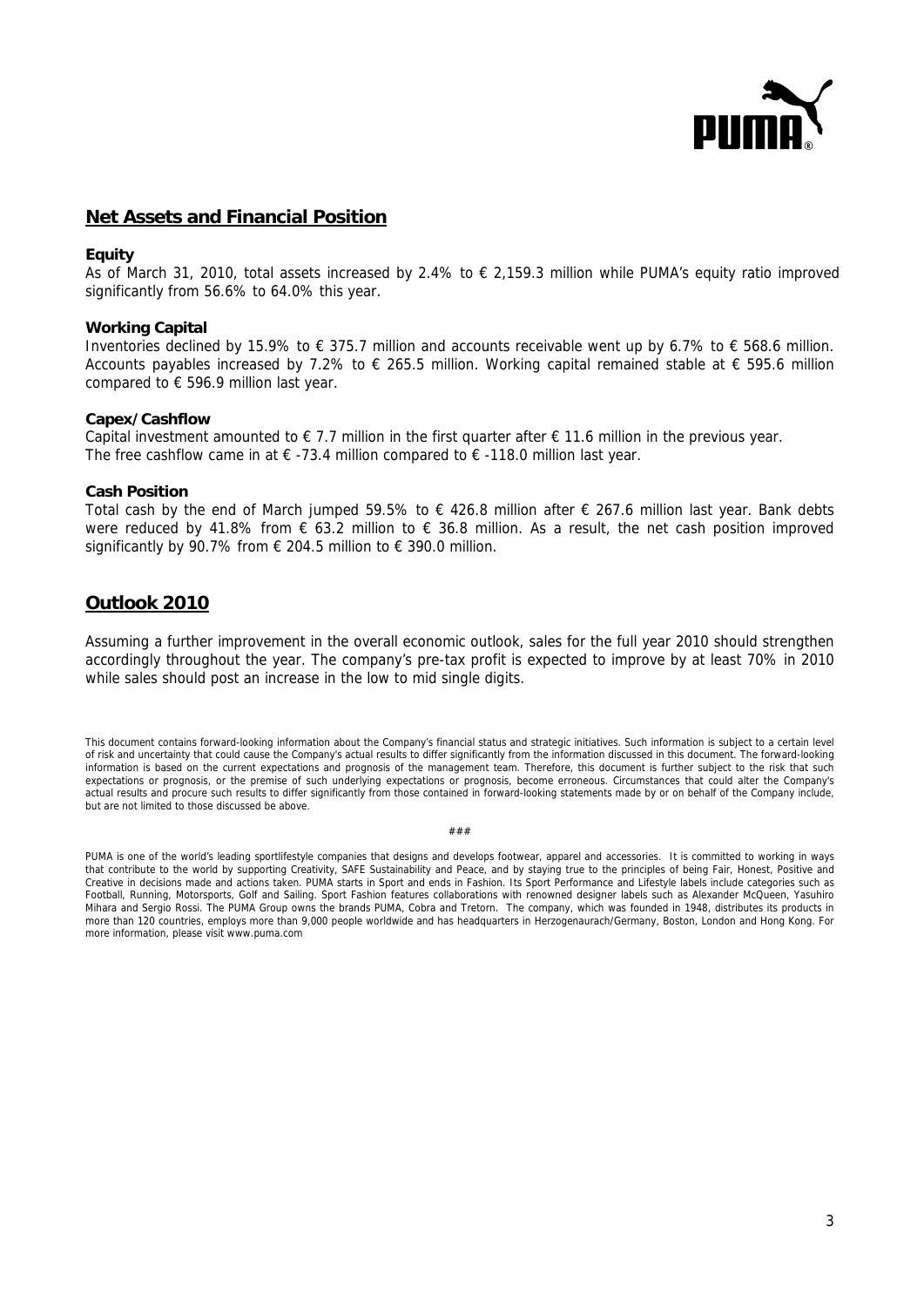## Net Assets and Financial Position

**Equity**

As of March 31, 2010, total assets increased by 2.4% to € 2,159.3 million while PUMA's equity ratio improved significantly from 56.6% to 64.0% this year.

**Working Capital**

Inventories declined by 15.9% to € 375.7 million and accounts receivable went up by 6.7% to € 568.6 million. Accounts payables increased by 7.2% to € 265.5 million. Working capital remained stable at € 595.6 million compared to € 596.9 million last year.

**Capex/Cashflow**

Capital investment amounted to € 7.7 million in the first quarter after € 11.6 million in the previous year.
The free cashflow came in at € -73.4 million compared to € -118.0 million last year.

**Cash Position**

Total cash by the end of March jumped 59.5% to € 426.8 million after € 267.6 million last year. Bank debts were reduced by 41.8% from € 63.2 million to € 36.8 million. As a result, the net cash position improved significantly by 90.7% from € 204.5 million to € 390.0 million.

## Outlook 2010

Assuming a further improvement in the overall economic outlook, sales for the full year 2010 should strengthen accordingly throughout the year. The company's pre-tax profit is expected to improve by at least 70% in 2010 while sales should post an increase in the low to mid single digits.

This document contains forward-looking information about the Company's financial status and strategic initiatives. Such information is subject to a certain level of risk and uncertainty that could cause the Company's actual results to differ significantly from the information discussed in this document. The forward-looking information is based on the current expectations and prognosis of the management team. Therefore, this document is further subject to the risk that such expectations or prognosis, or the premise of such underlying expectations or prognosis, become erroneous. Circumstances that could alter the Company's actual results and procure such results to differ significantly from those contained in forward-looking statements made by or on behalf of the Company include, but are not limited to those discussed be above.

###

PUMA is one of the world's leading sportlifestyle companies that designs and develops footwear, apparel and accessories. It is committed to working in ways that contribute to the world by supporting Creativity, SAFE Sustainability and Peace, and by staying true to the principles of being Fair, Honest, Positive and Creative in decisions made and actions taken. PUMA starts in Sport and ends in Fashion. Its Sport Performance and Lifestyle labels include categories such as Football, Running, Motorsports, Golf and Sailing. Sport Fashion features collaborations with renowned designer labels such as Alexander McQueen, Yasuhiro Mihara and Sergio Rossi. The PUMA Group owns the brands PUMA, Cobra and Tretorn. The company, which was founded in 1948, distributes its products in more than 120 countries, employs more than 9,000 people worldwide and has headquarters in Herzogenaurach/Germany, Boston, London and Hong Kong. For more information, please visit www.puma.com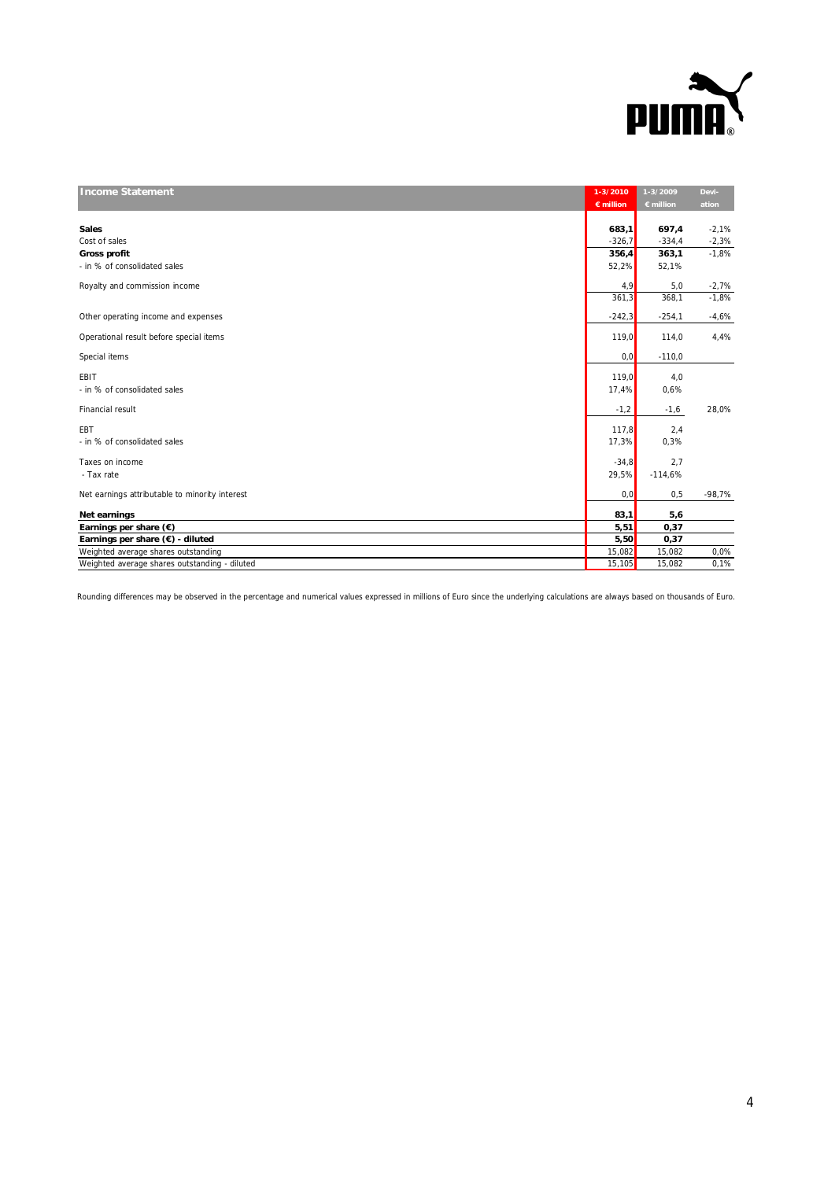| Income Statement | 1-3/2010<br>€ million | 1-3/2009<br>€ million | Devi-<br>ation |
|---|---|---|---|
| **Sales** | **683,1** | **697,4** | -2,1% |
| Cost of sales | -326,7 | -334,4 | -2,3% |
| **Gross profit** | **356,4** | **363,1** | -1,8% |
| - in % of consolidated sales | 52,2% | 52,1% | |
| Royalty and commission income | 4,9 | 5,0 | -2,7% |
| | 361,3 | 368,1 | -1,8% |
| Other operating income and expenses | -242,3 | -254,1 | -4,6% |
| Operational result before special items | 119,0 | 114,0 | 4,4% |
| Special items | 0,0 | -110,0 | |
| EBIT | 119,0 | 4,0 | |
| - in % of consolidated sales | 17,4% | 0,6% | |
| Financial result | -1,2 | -1,6 | 28,0% |
| EBT | 117,8 | 2,4 | |
| - in % of consolidated sales | 17,3% | 0,3% | |
| Taxes on income | -34,8 | 2,7 | |
| - Tax rate | 29,5% | -114,6% | |
| Net earnings attributable to minority interest | 0,0 | 0,5 | -98,7% |
| **Net earnings** | **83,1** | **5,6** | |
| **Earnings per share (€)** | **5,51** | **0,37** | |
| **Earnings per share (€) - diluted** | **5,50** | **0,37** | |
| Weighted average shares outstanding | 15,082 | 15,082 | 0,0% |
| Weighted average shares outstanding - diluted | 15,105 | 15,082 | 0,1% |

Rounding differences may be observed in the percentage and numerical values expressed in millions of Euro since the underlying calculations are always based on thousands of Euro.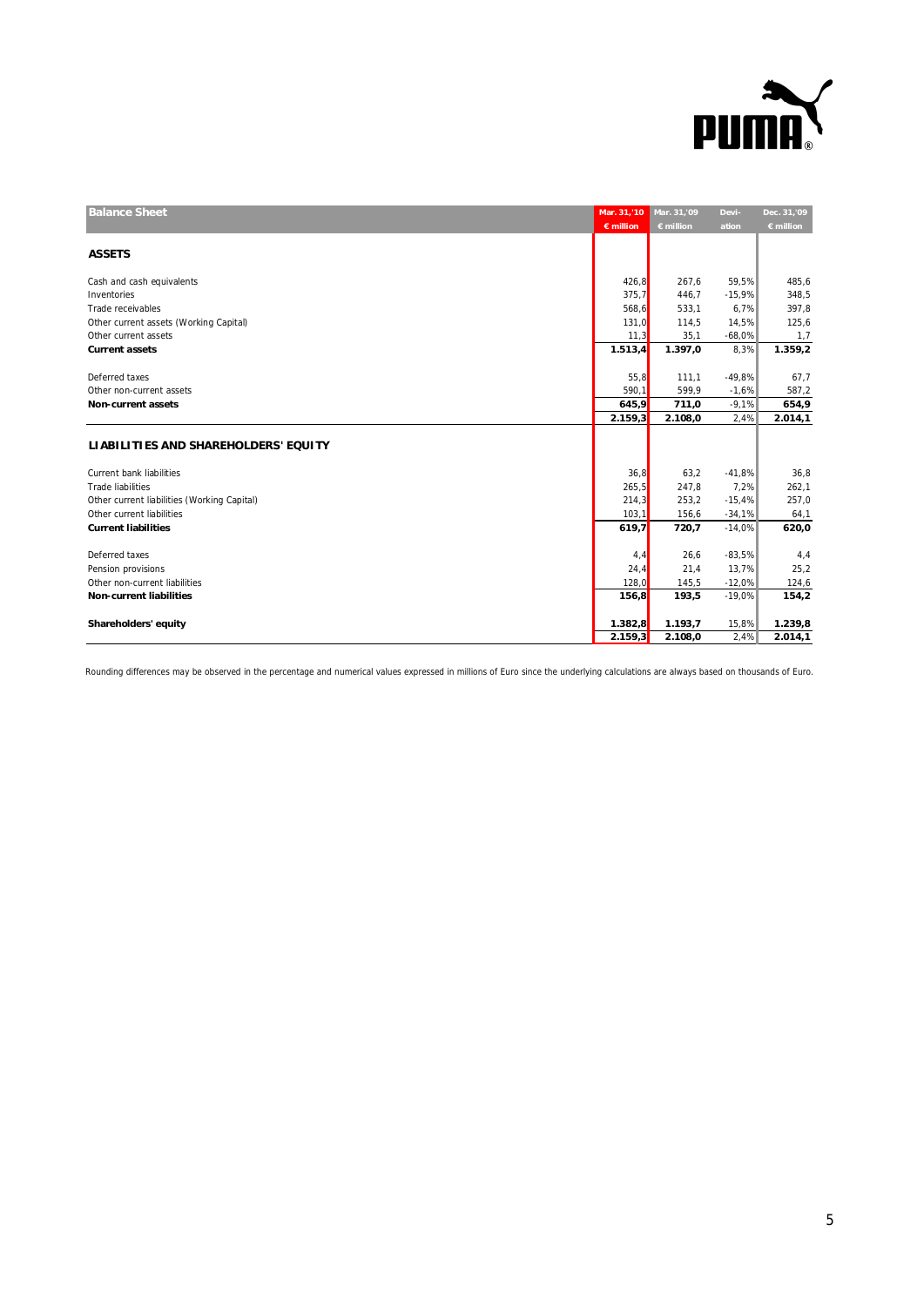| Balance Sheet | Mar. 31,'10 | Mar. 31,'09 | Devi- | Dec. 31,'09 |
|---|---|---|---|---|
| | € million | € million | ation | € million |
| **ASSETS** | | | | |
| Cash and cash equivalents | 426,8 | 267,6 | 59,5% | 485,6 |
| Inventories | 375,7 | 446,7 | -15,9% | 348,5 |
| Trade receivables | 568,6 | 533,1 | 6,7% | 397,8 |
| Other current assets (Working Capital) | 131,0 | 114,5 | 14,5% | 125,6 |
| Other current assets | 11,3 | 35,1 | -68,0% | 1,7 |
| **Current assets** | **1.513,4** | **1.397,0** | 8,3% | **1.359,2** |
| Deferred taxes | 55,8 | 111,1 | -49,8% | 67,7 |
| Other non-current assets | 590,1 | 599,9 | -1,6% | 587,2 |
| **Non-current assets** | **645,9** | **711,0** | -9,1% | **654,9** |
| | **2.159,3** | **2.108,0** | 2,4% | **2.014,1** |
| **LIABILITIES AND SHAREHOLDERS' EQUITY** | | | | |
| Current bank liabilities | 36,8 | 63,2 | -41,8% | 36,8 |
| Trade liabilities | 265,5 | 247,8 | 7,2% | 262,1 |
| Other current liabilities (Working Capital) | 214,3 | 253,2 | -15,4% | 257,0 |
| Other current liabilities | 103,1 | 156,6 | -34,1% | 64,1 |
| **Current liabilities** | **619,7** | **720,7** | -14,0% | **620,0** |
| Deferred taxes | 4,4 | 26,6 | -83,5% | 4,4 |
| Pension provisions | 24,4 | 21,4 | 13,7% | 25,2 |
| Other non-current liabilities | 128,0 | 145,5 | -12,0% | 124,6 |
| **Non-current liabilities** | **156,8** | **193,5** | -19,0% | **154,2** |
| **Shareholders' equity** | **1.382,8** | **1.193,7** | 15,8% | **1.239,8** |
| | **2.159,3** | **2.108,0** | 2,4% | **2.014,1** |

Rounding differences may be observed in the percentage and numerical values expressed in millions of Euro since the underlying calculations are always based on thousands of Euro.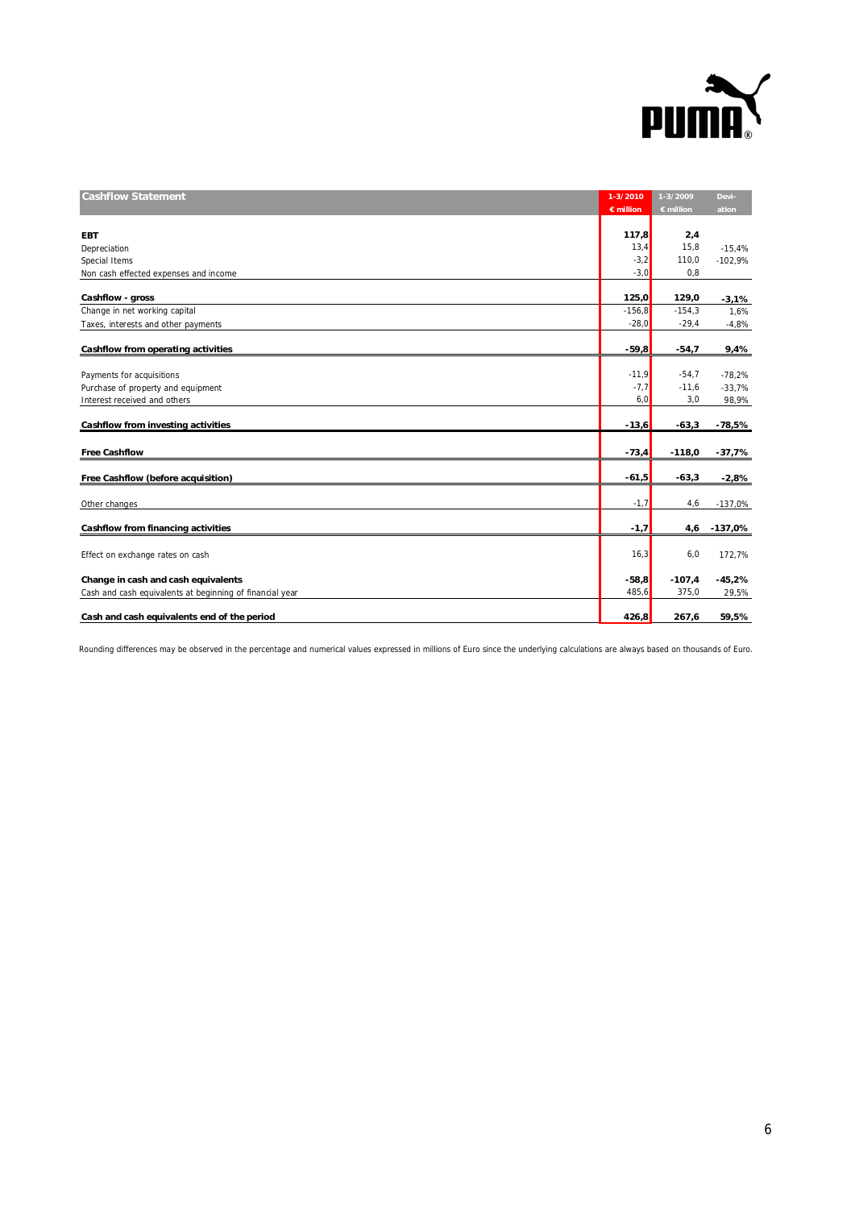| Cashflow Statement | 1-3/2010 € million | 1-3/2009 € million | Devi-ation |
|---|---|---|---|
| **EBT** | **117,8** | **2,4** | |
| Depreciation | 13,4 | 15,8 | -15,4% |
| Special Items | -3,2 | 110,0 | -102,9% |
| Non cash effected expenses and income | -3,0 | 0,8 | |
| **Cashflow - gross** | **125,0** | **129,0** | **-3,1%** |
| Change in net working capital | -156,8 | -154,3 | 1,6% |
| Taxes, interests and other payments | -28,0 | -29,4 | -4,8% |
| **Cashflow from operating activities** | **-59,8** | **-54,7** | **9,4%** |
| Payments for acquisitions | -11,9 | -54,7 | -78,2% |
| Purchase of property and equipment | -7,7 | -11,6 | -33,7% |
| Interest received and others | 6,0 | 3,0 | 98,9% |
| **Cashflow from investing activities** | **-13,6** | **-63,3** | **-78,5%** |
| **Free Cashflow** | **-73,4** | **-118,0** | **-37,7%** |
| **Free Cashflow (before acquisition)** | **-61,5** | **-63,3** | **-2,8%** |
| Other changes | -1,7 | 4,6 | -137,0% |
| **Cashflow from financing activities** | **-1,7** | **4,6** | **-137,0%** |
| Effect on exchange rates on cash | 16,3 | 6,0 | 172,7% |
| **Change in cash and cash equivalents** | **-58,8** | **-107,4** | **-45,2%** |
| Cash and cash equivalents at beginning of financial year | 485,6 | 375,0 | 29,5% |
| **Cash and cash equivalents end of the period** | **426,8** | **267,6** | **59,5%** |

Rounding differences may be observed in the percentage and numerical values expressed in millions of Euro since the underlying calculations are always based on thousands of Euro.